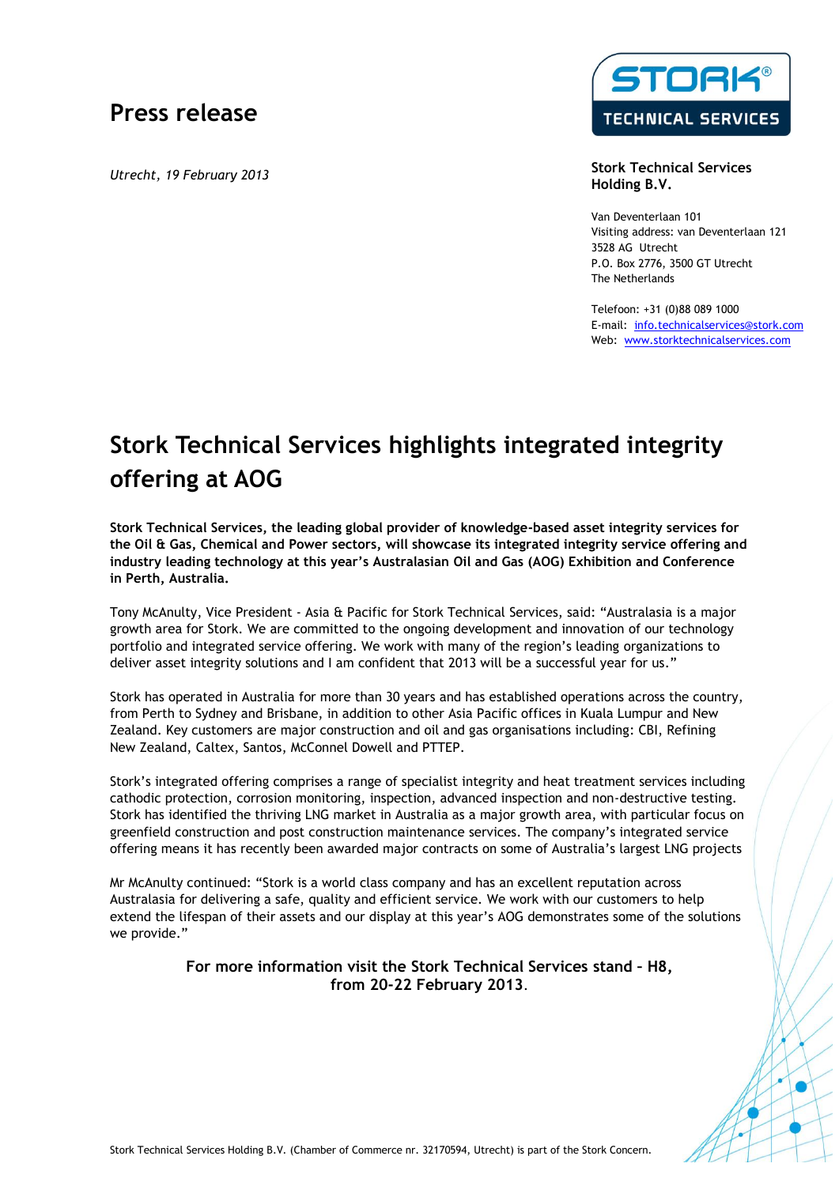# Press release

*Utrecht, 19 February 2013*

**Stork Technical Services Holding B.V.**

Van Deventerlaan 101
Visiting address: van Deventerlaan 121
3528 AG Utrecht
P.O. Box 2776, 3500 GT Utrecht
The Netherlands

Telefoon: +31 (0)88 089 1000
E-mail: info.technicalservices@stork.com
Web: www.storktechnicalservices.com

## Stork Technical Services highlights integrated integrity offering at AOG

**Stork Technical Services, the leading global provider of knowledge-based asset integrity services for the Oil & Gas, Chemical and Power sectors, will showcase its integrated integrity service offering and industry leading technology at this year's Australasian Oil and Gas (AOG) Exhibition and Conference in Perth, Australia.**

Tony McAnulty, Vice President - Asia & Pacific for Stork Technical Services, said: "Australasia is a major growth area for Stork. We are committed to the ongoing development and innovation of our technology portfolio and integrated service offering. We work with many of the region's leading organizations to deliver asset integrity solutions and I am confident that 2013 will be a successful year for us."

Stork has operated in Australia for more than 30 years and has established operations across the country, from Perth to Sydney and Brisbane, in addition to other Asia Pacific offices in Kuala Lumpur and New Zealand. Key customers are major construction and oil and gas organisations including: CBI, Refining New Zealand, Caltex, Santos, McConnel Dowell and PTTEP.

Stork's integrated offering comprises a range of specialist integrity and heat treatment services including cathodic protection, corrosion monitoring, inspection, advanced inspection and non-destructive testing. Stork has identified the thriving LNG market in Australia as a major growth area, with particular focus on greenfield construction and post construction maintenance services. The company's integrated service offering means it has recently been awarded major contracts on some of Australia's largest LNG projects

Mr McAnulty continued: "Stork is a world class company and has an excellent reputation across Australasia for delivering a safe, quality and efficient service. We work with our customers to help extend the lifespan of their assets and our display at this year's AOG demonstrates some of the solutions we provide."

**For more information visit the Stork Technical Services stand – H8, from 20-22 February 2013**.

Stork Technical Services Holding B.V. (Chamber of Commerce nr. 32170594, Utrecht) is part of the Stork Concern.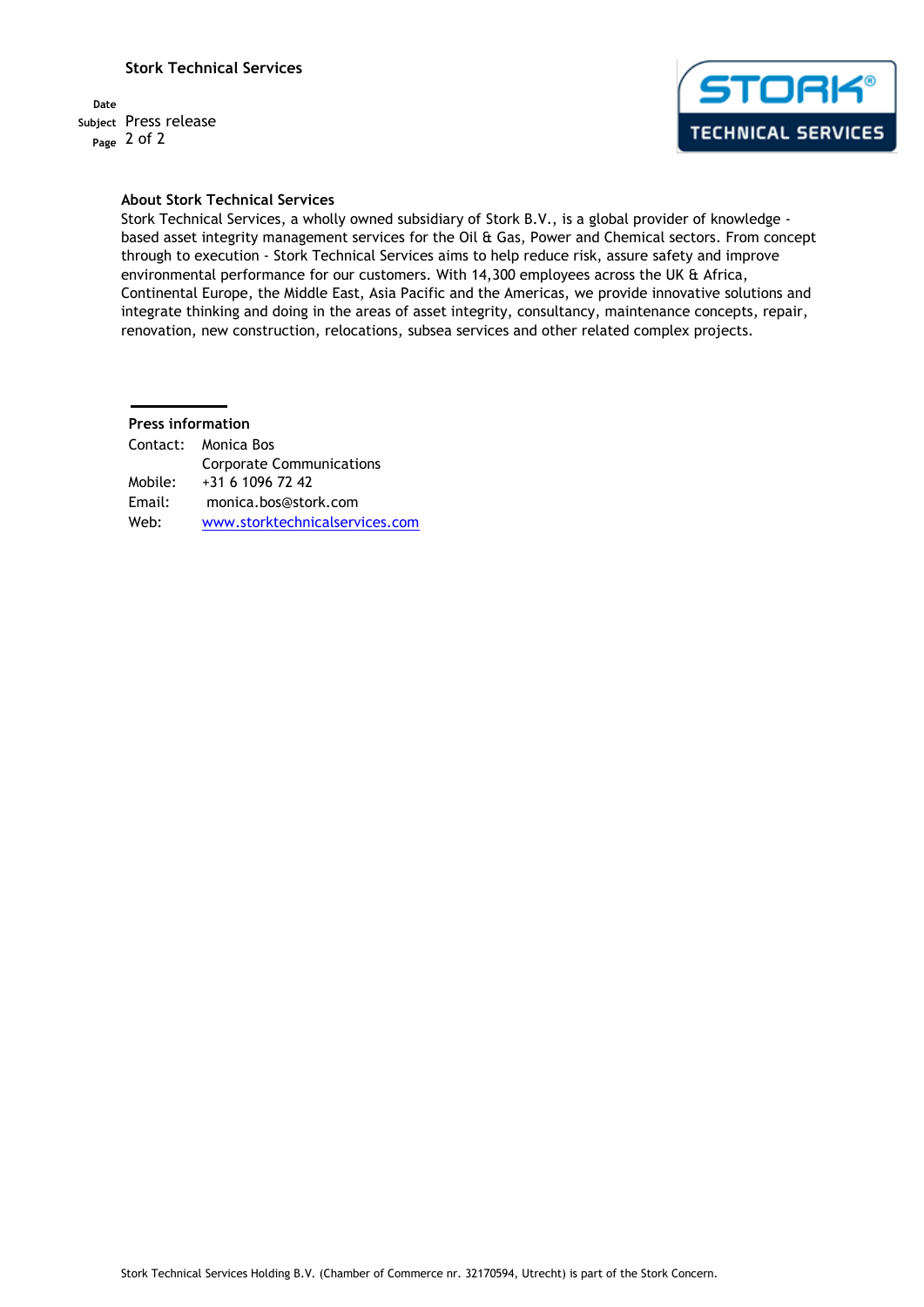## About Stork Technical Services

Stork Technical Services, a wholly owned subsidiary of Stork B.V., is a global provider of knowledge - based asset integrity management services for the Oil & Gas, Power and Chemical sectors. From concept through to execution - Stork Technical Services aims to help reduce risk, assure safety and improve environmental performance for our customers. With 14,300 employees across the UK & Africa, Continental Europe, the Middle East, Asia Pacific and the Americas, we provide innovative solutions and integrate thinking and doing in the areas of asset integrity, consultancy, maintenance concepts, repair, renovation, new construction, relocations, subsea services and other related complex projects.

---

**Press information**

| | |
|---|---|
| Contact: | Monica Bos |
| | Corporate Communications |
| Mobile: | +31 6 1096 72 42 |
| Email: | monica.bos@stork.com |
| Web: | www.storktechnicalservices.com |

Stork Technical Services Holding B.V. (Chamber of Commerce nr. 32170594, Utrecht) is part of the Stork Concern.